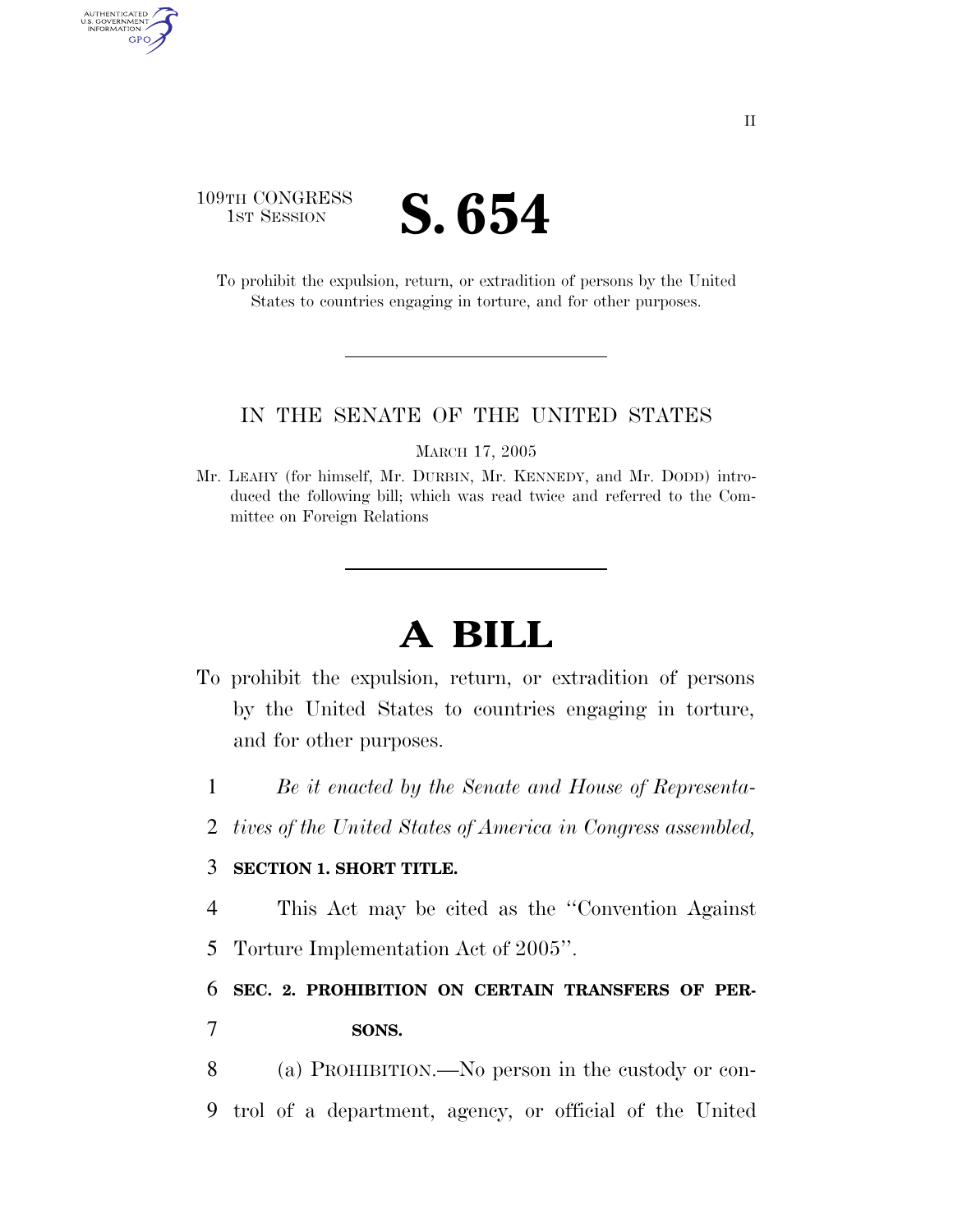109TH CONGRESS
1ST SESSION

# S. 654

To prohibit the expulsion, return, or extradition of persons by the United States to countries engaging in torture, and for other purposes.

---

IN THE SENATE OF THE UNITED STATES

MARCH 17, 2005

Mr. LEAHY (for himself, Mr. DURBIN, Mr. KENNEDY, and Mr. DODD) introduced the following bill; which was read twice and referred to the Committee on Foreign Relations

---

# A BILL

To prohibit the expulsion, return, or extradition of persons by the United States to countries engaging in torture, and for other purposes.

1 *Be it enacted by the Senate and House of Representa-*
2 *tives of the United States of America in Congress assembled,*

3 **SECTION 1. SHORT TITLE.**

4 This Act may be cited as the "Convention Against
5 Torture Implementation Act of 2005".

6 **SEC. 2. PROHIBITION ON CERTAIN TRANSFERS OF PER-**
7 **SONS.**

8 (a) PROHIBITION.—No person in the custody or con-
9 trol of a department, agency, or official of the United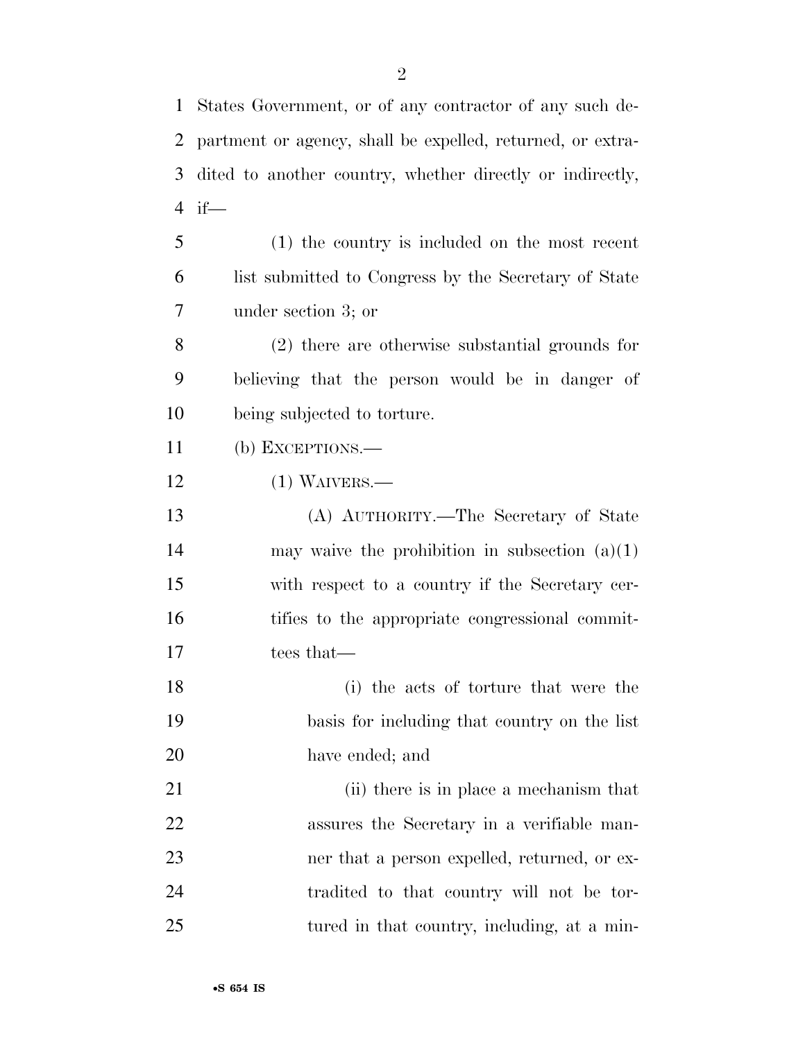States Government, or of any contractor of any such department or agency, shall be expelled, returned, or extradited to another country, whether directly or indirectly, if—

(1) the country is included on the most recent list submitted to Congress by the Secretary of State under section 3; or

(2) there are otherwise substantial grounds for believing that the person would be in danger of being subjected to torture.

(b) EXCEPTIONS.—

(1) WAIVERS.—

(A) AUTHORITY.—The Secretary of State may waive the prohibition in subsection (a)(1) with respect to a country if the Secretary certifies to the appropriate congressional committees that—

(i) the acts of torture that were the basis for including that country on the list have ended; and

(ii) there is in place a mechanism that assures the Secretary in a verifiable manner that a person expelled, returned, or extradited to that country will not be tortured in that country, including, at a min-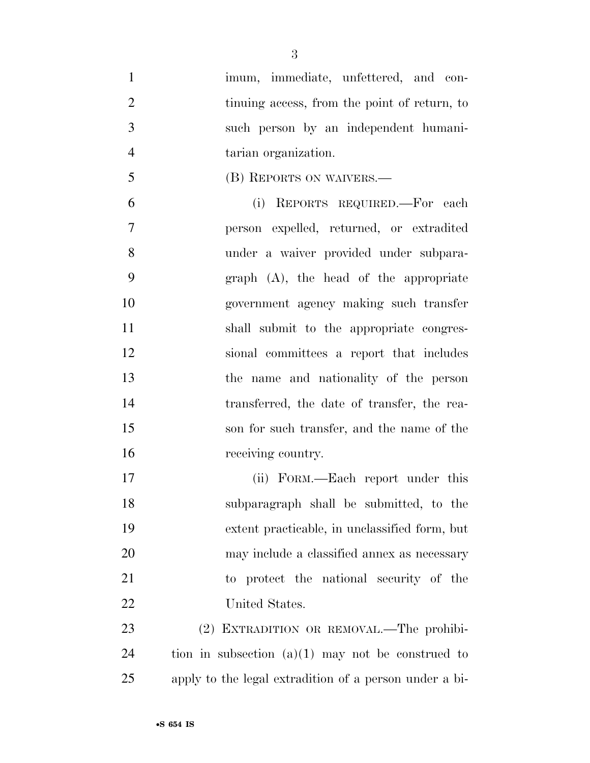imum, immediate, unfettered, and continuing access, from the point of return, to such person by an independent humanitarian organization.

(B) REPORTS ON WAIVERS.—

(i) REPORTS REQUIRED.—For each person expelled, returned, or extradited under a waiver provided under subparagraph (A), the head of the appropriate government agency making such transfer shall submit to the appropriate congressional committees a report that includes the name and nationality of the person transferred, the date of transfer, the reason for such transfer, and the name of the receiving country.

(ii) FORM.—Each report under this subparagraph shall be submitted, to the extent practicable, in unclassified form, but may include a classified annex as necessary to protect the national security of the United States.

(2) EXTRADITION OR REMOVAL.—The prohibition in subsection (a)(1) may not be construed to apply to the legal extradition of a person under a bi-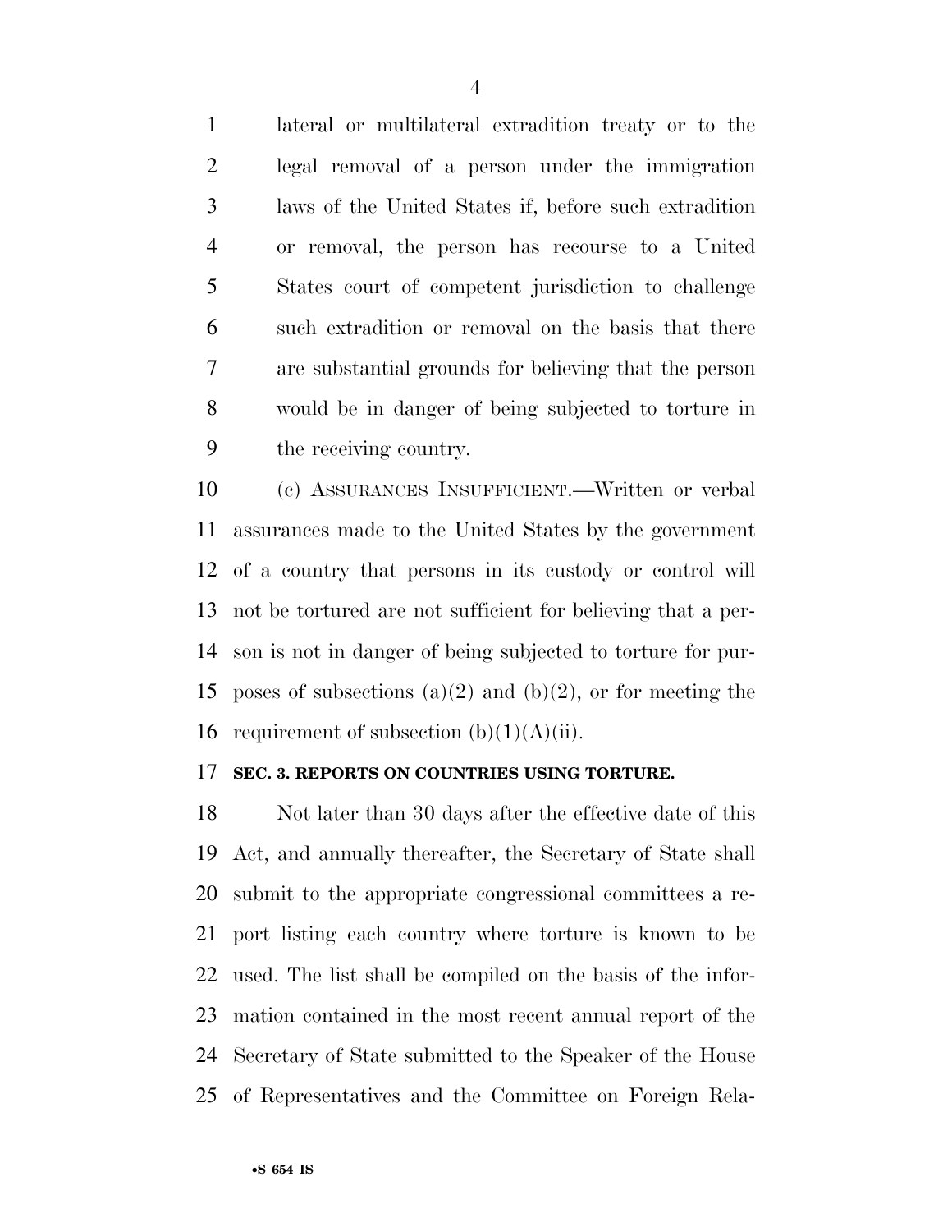lateral or multilateral extradition treaty or to the legal removal of a person under the immigration laws of the United States if, before such extradition or removal, the person has recourse to a United States court of competent jurisdiction to challenge such extradition or removal on the basis that there are substantial grounds for believing that the person would be in danger of being subjected to torture in the receiving country.

(c) ASSURANCES INSUFFICIENT.—Written or verbal assurances made to the United States by the government of a country that persons in its custody or control will not be tortured are not sufficient for believing that a person is not in danger of being subjected to torture for purposes of subsections (a)(2) and (b)(2), or for meeting the requirement of subsection (b)(1)(A)(ii).

**SEC. 3. REPORTS ON COUNTRIES USING TORTURE.**

Not later than 30 days after the effective date of this Act, and annually thereafter, the Secretary of State shall submit to the appropriate congressional committees a report listing each country where torture is known to be used. The list shall be compiled on the basis of the information contained in the most recent annual report of the Secretary of State submitted to the Speaker of the House of Representatives and the Committee on Foreign Rela-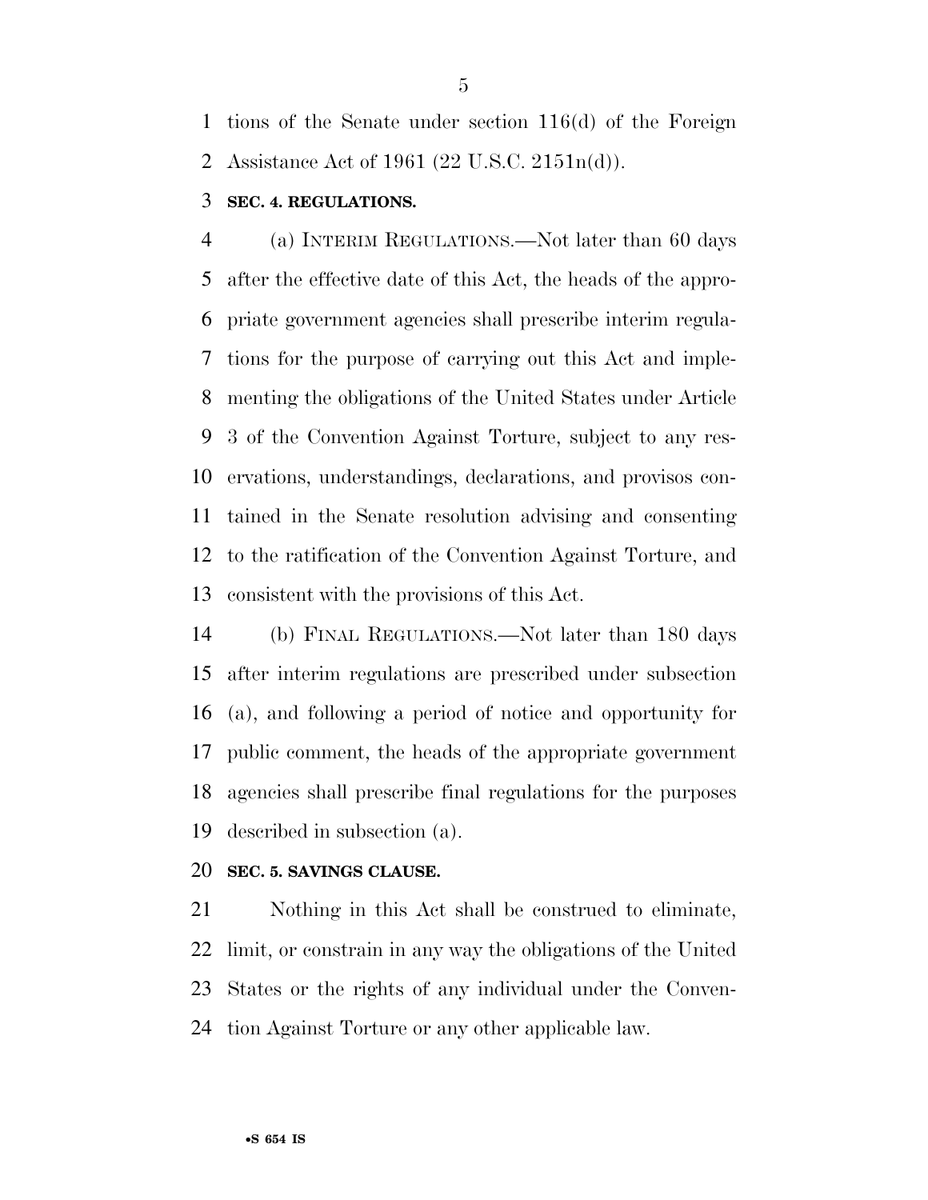tions of the Senate under section 116(d) of the Foreign Assistance Act of 1961 (22 U.S.C. 2151n(d)).

**SEC. 4. REGULATIONS.**

(a) INTERIM REGULATIONS.—Not later than 60 days after the effective date of this Act, the heads of the appropriate government agencies shall prescribe interim regulations for the purpose of carrying out this Act and implementing the obligations of the United States under Article 3 of the Convention Against Torture, subject to any reservations, understandings, declarations, and provisos contained in the Senate resolution advising and consenting to the ratification of the Convention Against Torture, and consistent with the provisions of this Act.

(b) FINAL REGULATIONS.—Not later than 180 days after interim regulations are prescribed under subsection (a), and following a period of notice and opportunity for public comment, the heads of the appropriate government agencies shall prescribe final regulations for the purposes described in subsection (a).

**SEC. 5. SAVINGS CLAUSE.**

Nothing in this Act shall be construed to eliminate, limit, or constrain in any way the obligations of the United States or the rights of any individual under the Convention Against Torture or any other applicable law.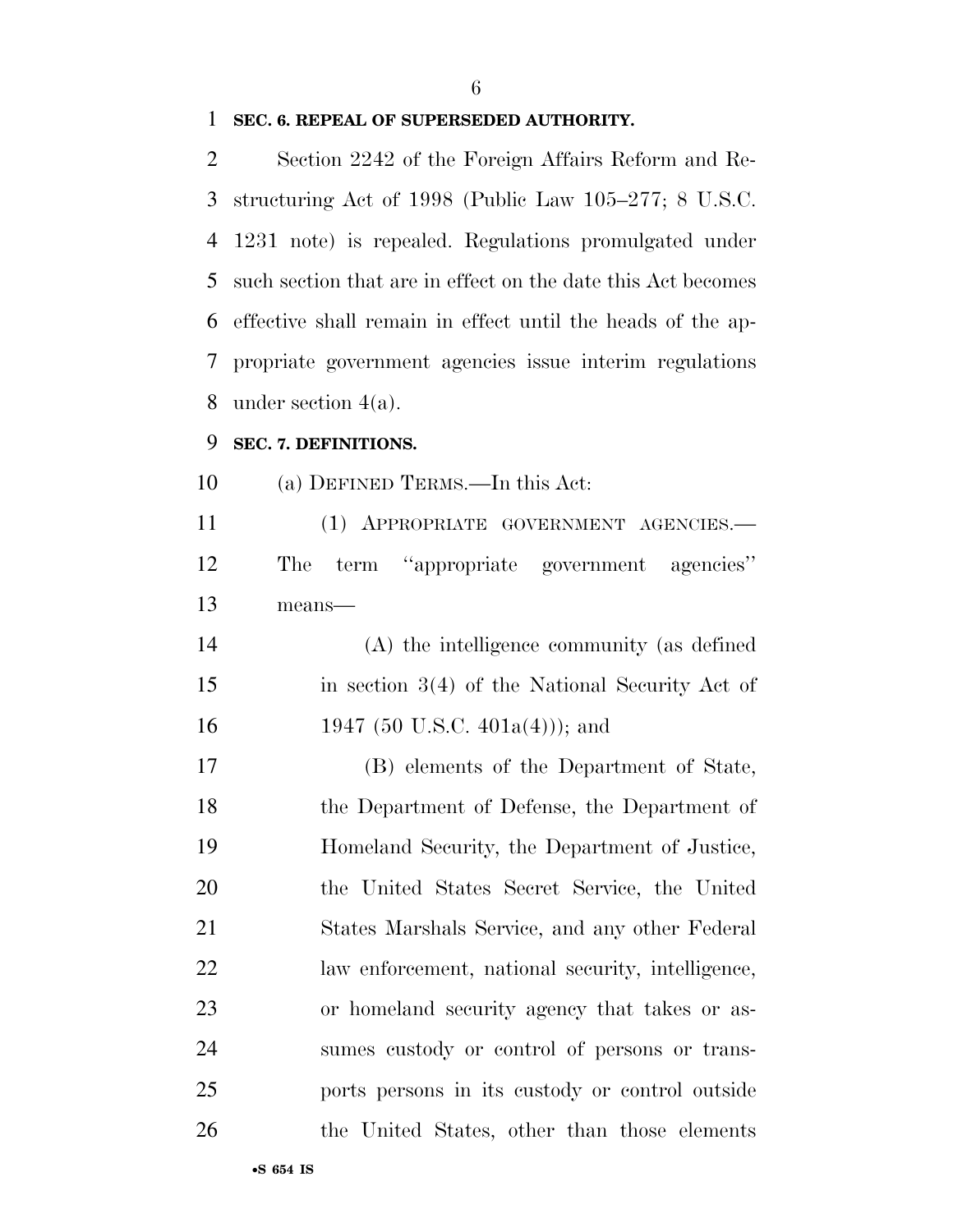**SEC. 6. REPEAL OF SUPERSEDED AUTHORITY.**

Section 2242 of the Foreign Affairs Reform and Restructuring Act of 1998 (Public Law 105–277; 8 U.S.C. 1231 note) is repealed. Regulations promulgated under such section that are in effect on the date this Act becomes effective shall remain in effect until the heads of the appropriate government agencies issue interim regulations under section 4(a).

**SEC. 7. DEFINITIONS.**

(a) DEFINED TERMS.—In this Act:

(1) APPROPRIATE GOVERNMENT AGENCIES.—The term ''appropriate government agencies'' means—

(A) the intelligence community (as defined in section 3(4) of the National Security Act of 1947 (50 U.S.C. 401a(4))); and

(B) elements of the Department of State, the Department of Defense, the Department of Homeland Security, the Department of Justice, the United States Secret Service, the United States Marshals Service, and any other Federal law enforcement, national security, intelligence, or homeland security agency that takes or assumes custody or control of persons or transports persons in its custody or control outside the United States, other than those elements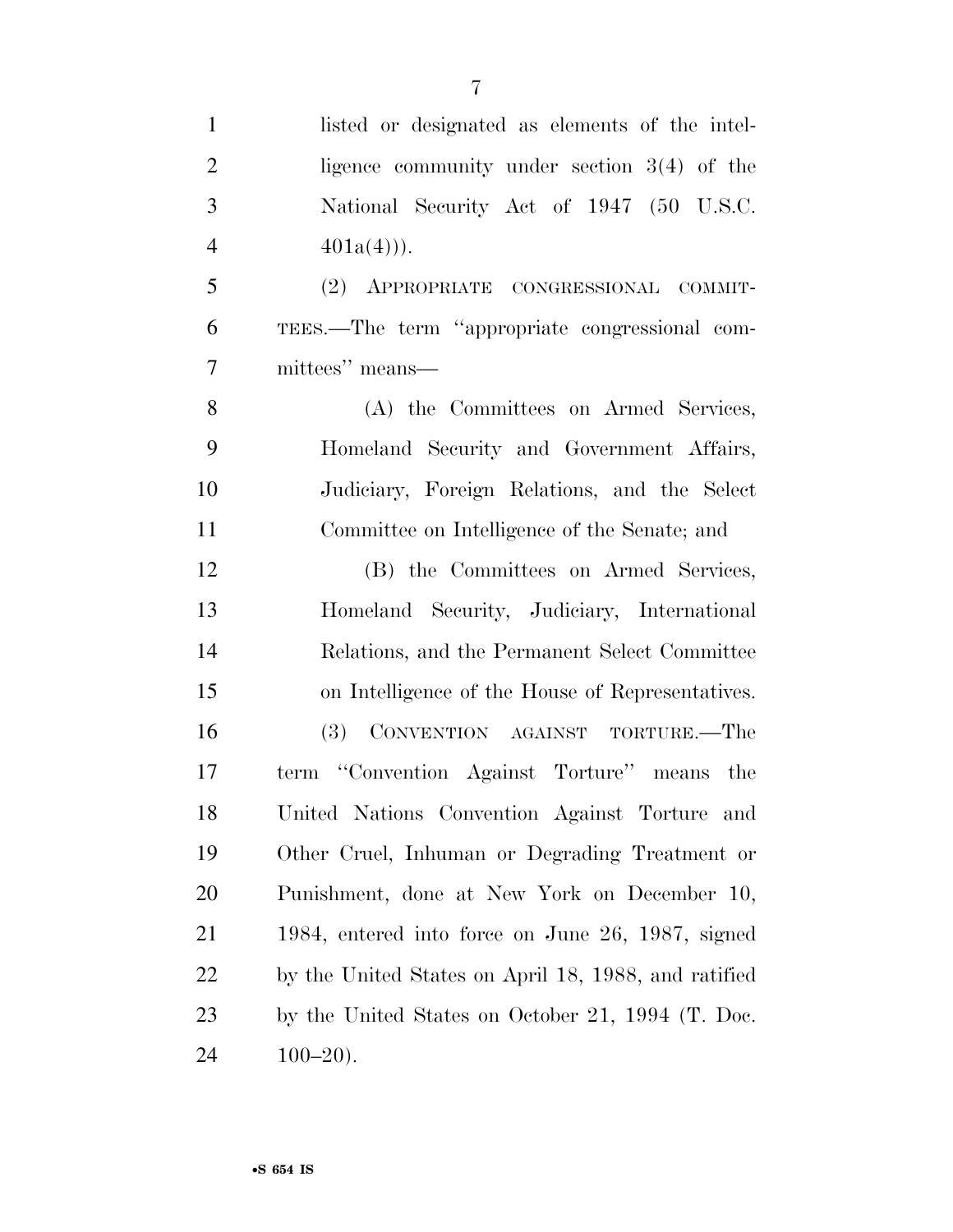listed or designated as elements of the intelligence community under section 3(4) of the National Security Act of 1947 (50 U.S.C. 401a(4))).

(2) APPROPRIATE CONGRESSIONAL COMMITTEES.—The term ''appropriate congressional committees'' means—

(A) the Committees on Armed Services, Homeland Security and Government Affairs, Judiciary, Foreign Relations, and the Select Committee on Intelligence of the Senate; and

(B) the Committees on Armed Services, Homeland Security, Judiciary, International Relations, and the Permanent Select Committee on Intelligence of the House of Representatives.

(3) CONVENTION AGAINST TORTURE.—The term ''Convention Against Torture'' means the United Nations Convention Against Torture and Other Cruel, Inhuman or Degrading Treatment or Punishment, done at New York on December 10, 1984, entered into force on June 26, 1987, signed by the United States on April 18, 1988, and ratified by the United States on October 21, 1994 (T. Doc. 100–20).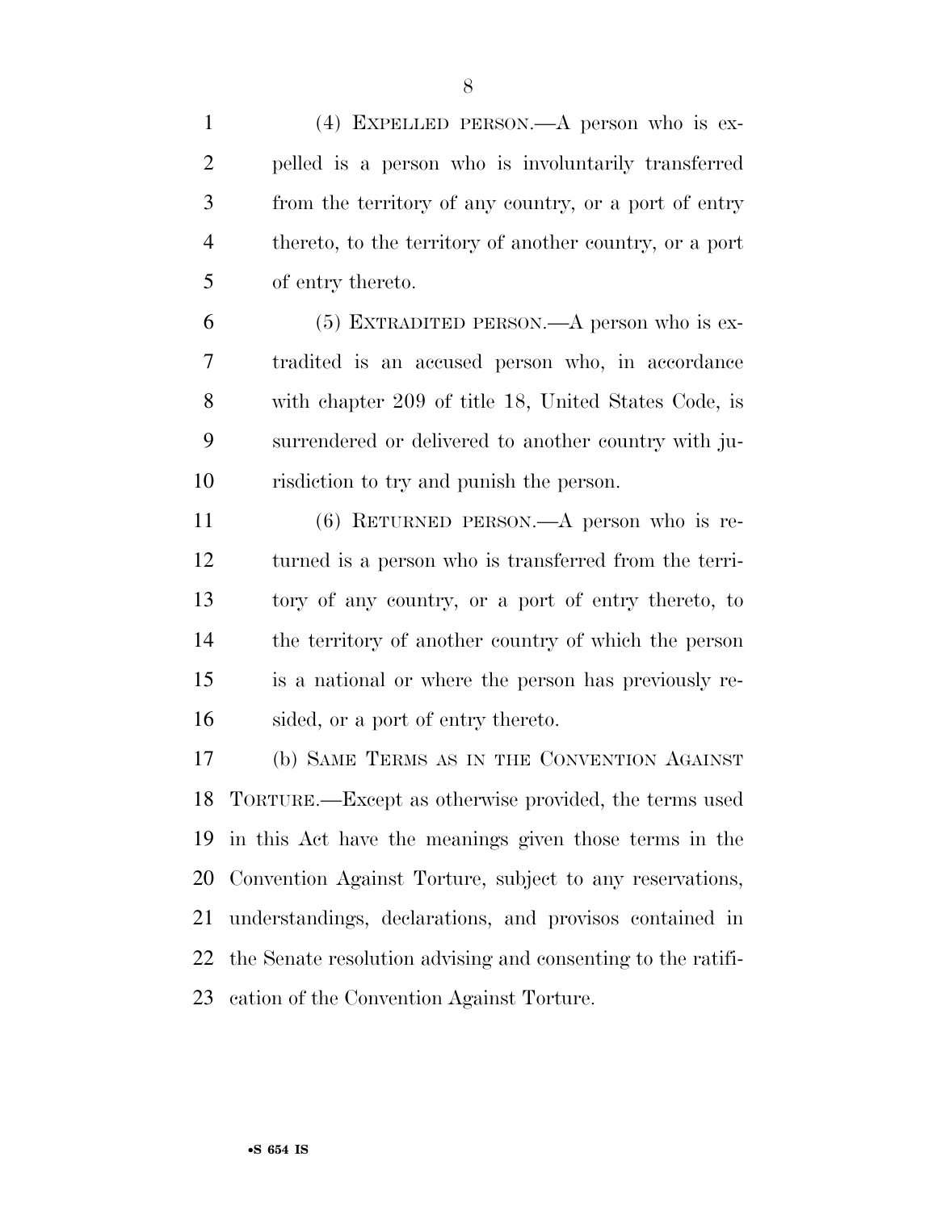(4) EXPELLED PERSON.—A person who is expelled is a person who is involuntarily transferred from the territory of any country, or a port of entry thereto, to the territory of another country, or a port of entry thereto.

(5) EXTRADITED PERSON.—A person who is extradited is an accused person who, in accordance with chapter 209 of title 18, United States Code, is surrendered or delivered to another country with jurisdiction to try and punish the person.

(6) RETURNED PERSON.—A person who is returned is a person who is transferred from the territory of any country, or a port of entry thereto, to the territory of another country of which the person is a national or where the person has previously resided, or a port of entry thereto.

(b) SAME TERMS AS IN THE CONVENTION AGAINST TORTURE.—Except as otherwise provided, the terms used in this Act have the meanings given those terms in the Convention Against Torture, subject to any reservations, understandings, declarations, and provisos contained in the Senate resolution advising and consenting to the ratification of the Convention Against Torture.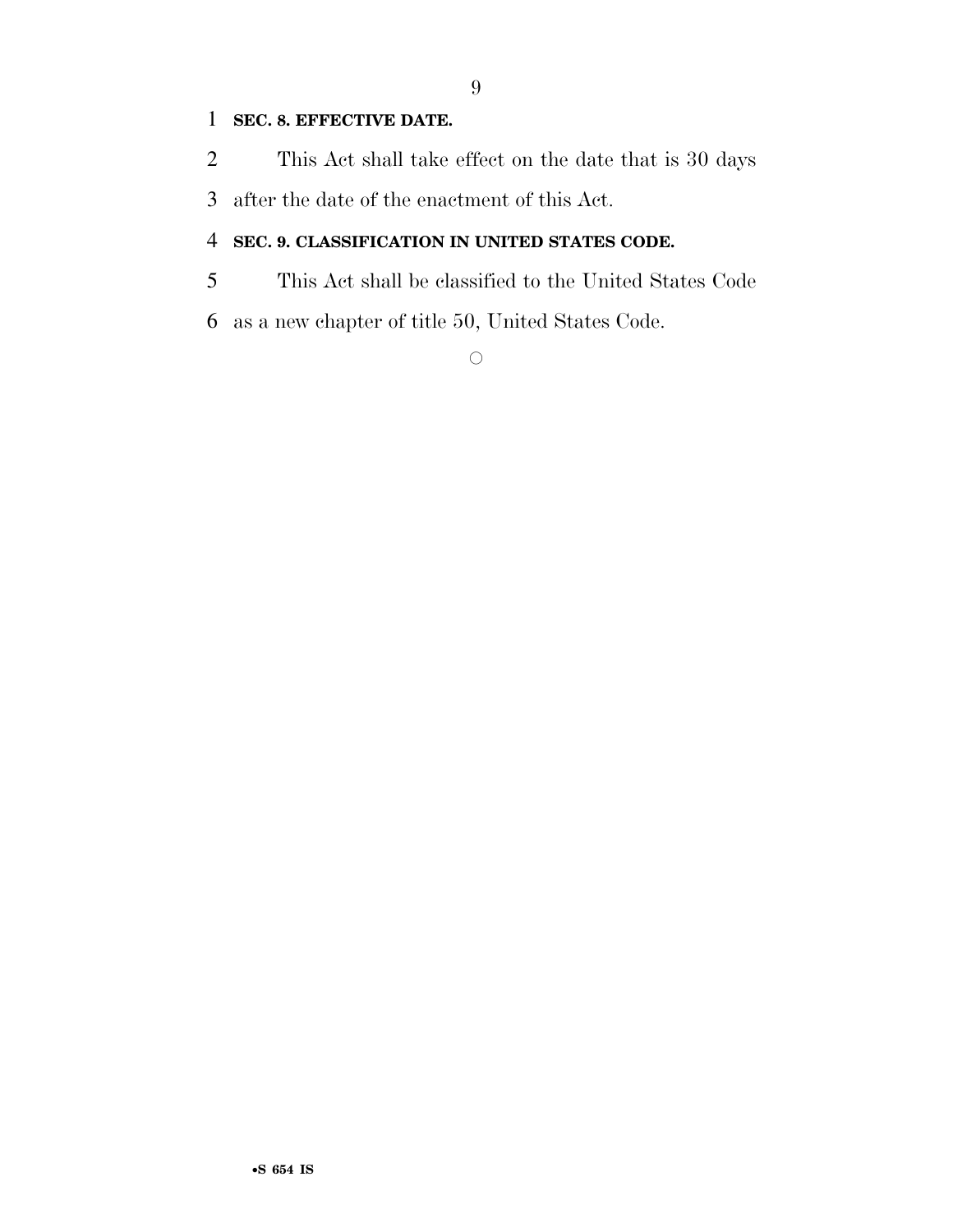**SEC. 8. EFFECTIVE DATE.**

This Act shall take effect on the date that is 30 days after the date of the enactment of this Act.

**SEC. 9. CLASSIFICATION IN UNITED STATES CODE.**

This Act shall be classified to the United States Code as a new chapter of title 50, United States Code.

○